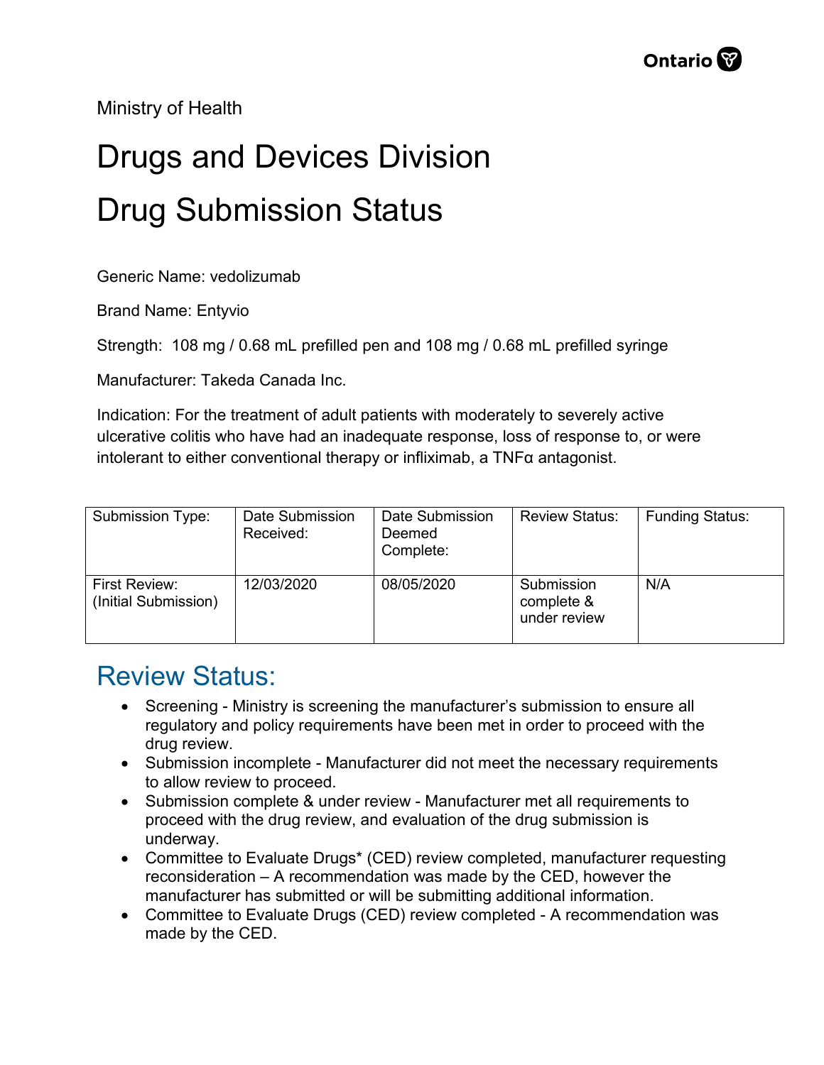Ministry of Health

# Drugs and Devices Division

# Drug Submission Status

Generic Name: vedolizumab

Brand Name: Entyvio

Strength: 108 mg / 0.68 mL prefilled pen and 108 mg / 0.68 mL prefilled syringe

Manufacturer: Takeda Canada Inc.

Indication: For the treatment of adult patients with moderately to severely active ulcerative colitis who have had an inadequate response, loss of response to, or were intolerant to either conventional therapy or infliximab, a TNFα antagonist.

| Submission Type: | Date Submission Received: | Date Submission Deemed Complete: | Review Status: | Funding Status: |
|---|---|---|---|---|
| First Review: (Initial Submission) | 12/03/2020 | 08/05/2020 | Submission complete & under review | N/A |

## Review Status:

- Screening - Ministry is screening the manufacturer's submission to ensure all regulatory and policy requirements have been met in order to proceed with the drug review.
- Submission incomplete - Manufacturer did not meet the necessary requirements to allow review to proceed.
- Submission complete & under review - Manufacturer met all requirements to proceed with the drug review, and evaluation of the drug submission is underway.
- Committee to Evaluate Drugs* (CED) review completed, manufacturer requesting reconsideration – A recommendation was made by the CED, however the manufacturer has submitted or will be submitting additional information.
- Committee to Evaluate Drugs (CED) review completed - A recommendation was made by the CED.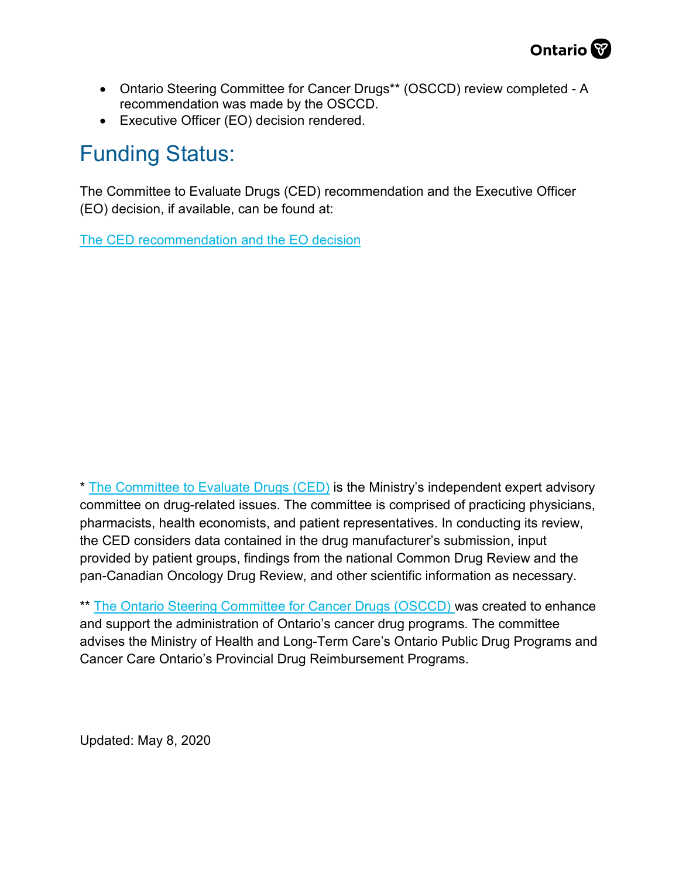- Ontario Steering Committee for Cancer Drugs** (OSCCD) review completed - A recommendation was made by the OSCCD.
- Executive Officer (EO) decision rendered.

# Funding Status:

The Committee to Evaluate Drugs (CED) recommendation and the Executive Officer (EO) decision, if available, can be found at:

[The CED recommendation and the EO decision]()

* [The Committee to Evaluate Drugs (CED)]() is the Ministry's independent expert advisory committee on drug-related issues. The committee is comprised of practicing physicians, pharmacists, health economists, and patient representatives. In conducting its review, the CED considers data contained in the drug manufacturer's submission, input provided by patient groups, findings from the national Common Drug Review and the pan-Canadian Oncology Drug Review, and other scientific information as necessary.

** [The Ontario Steering Committee for Cancer Drugs (OSCCD)]() was created to enhance and support the administration of Ontario's cancer drug programs. The committee advises the Ministry of Health and Long-Term Care's Ontario Public Drug Programs and Cancer Care Ontario's Provincial Drug Reimbursement Programs.

Updated: May 8, 2020